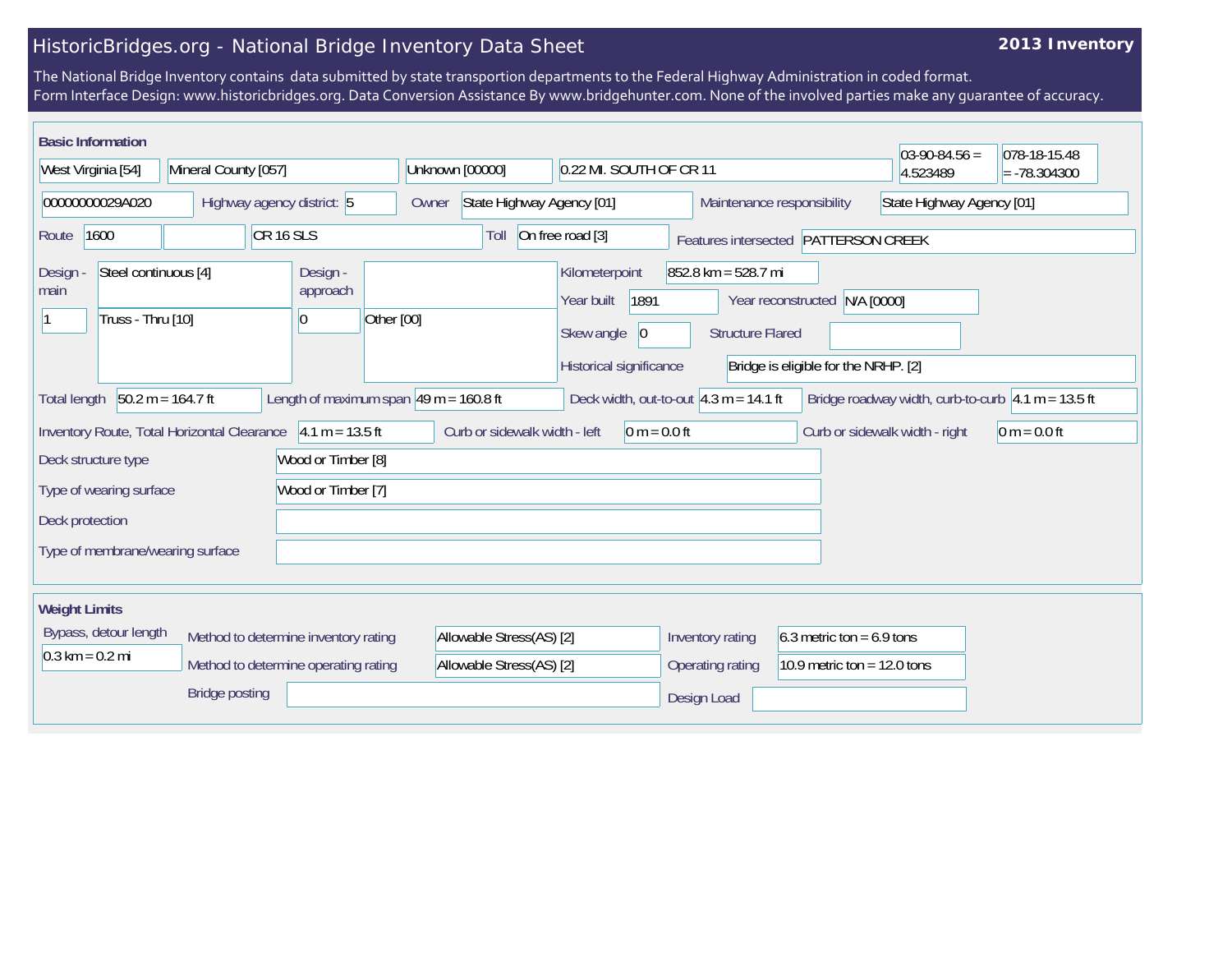# HistoricBridges.org - National Bridge Inventory Data Sheet

**2013 Inventory**

The National Bridge Inventory contains data submitted by state transportion departments to the Federal Highway Administration in coded format.
Form Interface Design: www.historicbridges.org. Data Conversion Assistance By www.bridgehunter.com. None of the involved parties make any guarantee of accuracy.

## Basic Information

| | | | | | |
|---|---|---|---|---|---|
| West Virginia [54] | Mineral County [057] | Unknown [00000] | 0.22 MI. SOUTH OF CR 11 | 03-90-84.56 = 4.523489 | 078-18-15.48 = -78.304300 |

- 00000000029A020
- Highway agency district: 5
- Owner: State Highway Agency [01]
- Maintenance responsibility: State Highway Agency [01]
- Route: 1600 | | CR 16 SLS
- Toll: On free road [3]
- Features intersected: PATTERSON CREEK
- Design - main: 1 | Steel continuous [4] | Truss - Thru [10]
- Design - approach: 0 | Other [00]
- Kilometerpoint: 852.8 km = 528.7 mi
- Year built: 1891
- Year reconstructed: N/A [0000]
- Skew angle: 0
- Structure Flared:
- Historical significance: Bridge is eligible for the NRHP. [2]
- Total length: 50.2 m = 164.7 ft
- Length of maximum span: 49 m = 160.8 ft
- Deck width, out-to-out: 4.3 m = 14.1 ft
- Bridge roadway width, curb-to-curb: 4.1 m = 13.5 ft
- Inventory Route, Total Horizontal Clearance: 4.1 m = 13.5 ft
- Curb or sidewalk width - left: 0 m = 0.0 ft
- Curb or sidewalk width - right: 0 m = 0.0 ft
- Deck structure type: Wood or Timber [8]
- Type of wearing surface: Wood or Timber [7]
- Deck protection:
- Type of membrane/wearing surface:

## Weight Limits

- Bypass, detour length: 0.3 km = 0.2 mi
- Method to determine inventory rating: Allowable Stress(AS) [2]
- Method to determine operating rating: Allowable Stress(AS) [2]
- Inventory rating: 6.3 metric ton = 6.9 tons
- Operating rating: 10.9 metric ton = 12.0 tons
- Bridge posting:
- Design Load: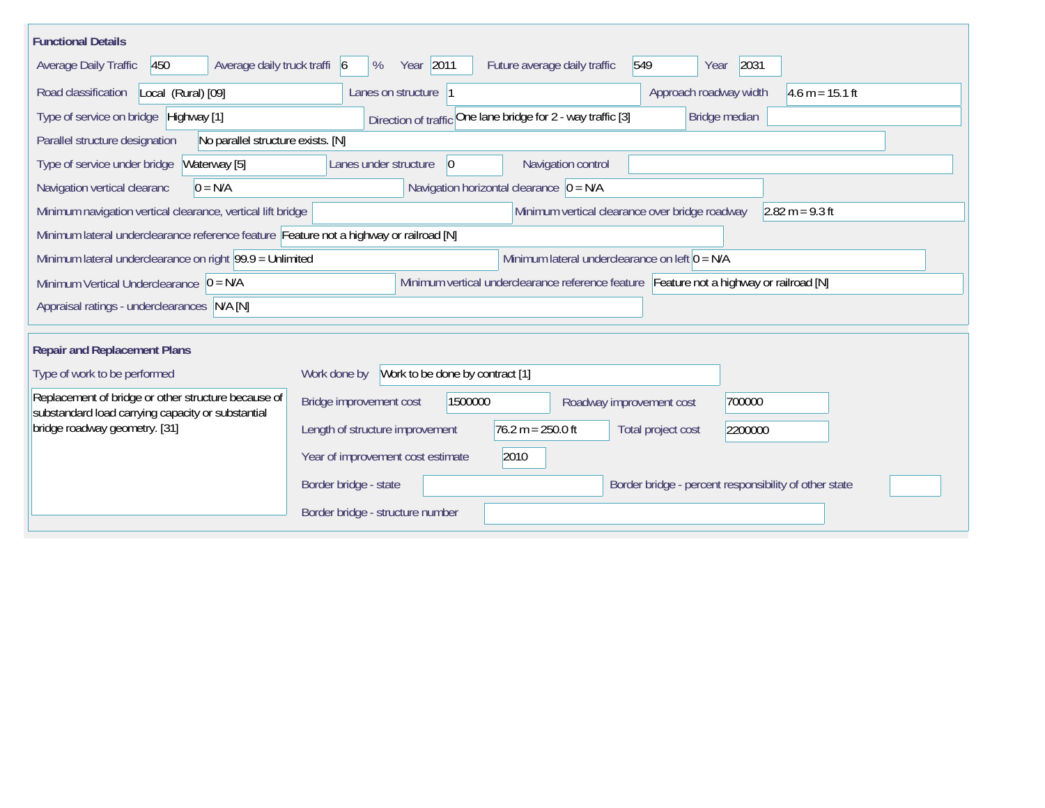## Functional Details

| Field | Value |
| --- | --- |
| Average Daily Traffic | 450 |
| Average daily truck traffi | 6 % |
| Year | 2011 |
| Future average daily traffic | 549 |
| Year | 2031 |
| Road classification | Local (Rural) [09] |
| Lanes on structure | 1 |
| Approach roadway width | 4.6 m = 15.1 ft |
| Type of service on bridge | Highway [1] |
| Direction of traffic | One lane bridge for 2 - way traffic [3] |
| Bridge median | |
| Parallel structure designation | No parallel structure exists. [N] |
| Type of service under bridge | Waterway [5] |
| Lanes under structure | 0 |
| Navigation control | |
| Navigation vertical clearanc | 0 = N/A |
| Navigation horizontal clearance | 0 = N/A |
| Minimum navigation vertical clearance, vertical lift bridge | |
| Minimum vertical clearance over bridge roadway | 2.82 m = 9.3 ft |
| Minimum lateral underclearance reference feature | Feature not a highway or railroad [N] |
| Minimum lateral underclearance on right | 99.9 = Unlimited |
| Minimum lateral underclearance on left | 0 = N/A |
| Minimum Vertical Underclearance | 0 = N/A |
| Minimum vertical underclearance reference feature | Feature not a highway or railroad [N] |
| Appraisal ratings - underclearances | N/A [N] |

## Repair and Replacement Plans

**Type of work to be performed**

Replacement of bridge or other structure because of substandard load carrying capacity or substantial bridge roadway geometry. [31]

| Field | Value |
| --- | --- |
| Work done by | Work to be done by contract [1] |
| Bridge improvement cost | 1500000 |
| Roadway improvement cost | 700000 |
| Length of structure improvement | 76.2 m = 250.0 ft |
| Total project cost | 2200000 |
| Year of improvement cost estimate | 2010 |
| Border bridge - state | |
| Border bridge - percent responsibility of other state | |
| Border bridge - structure number | |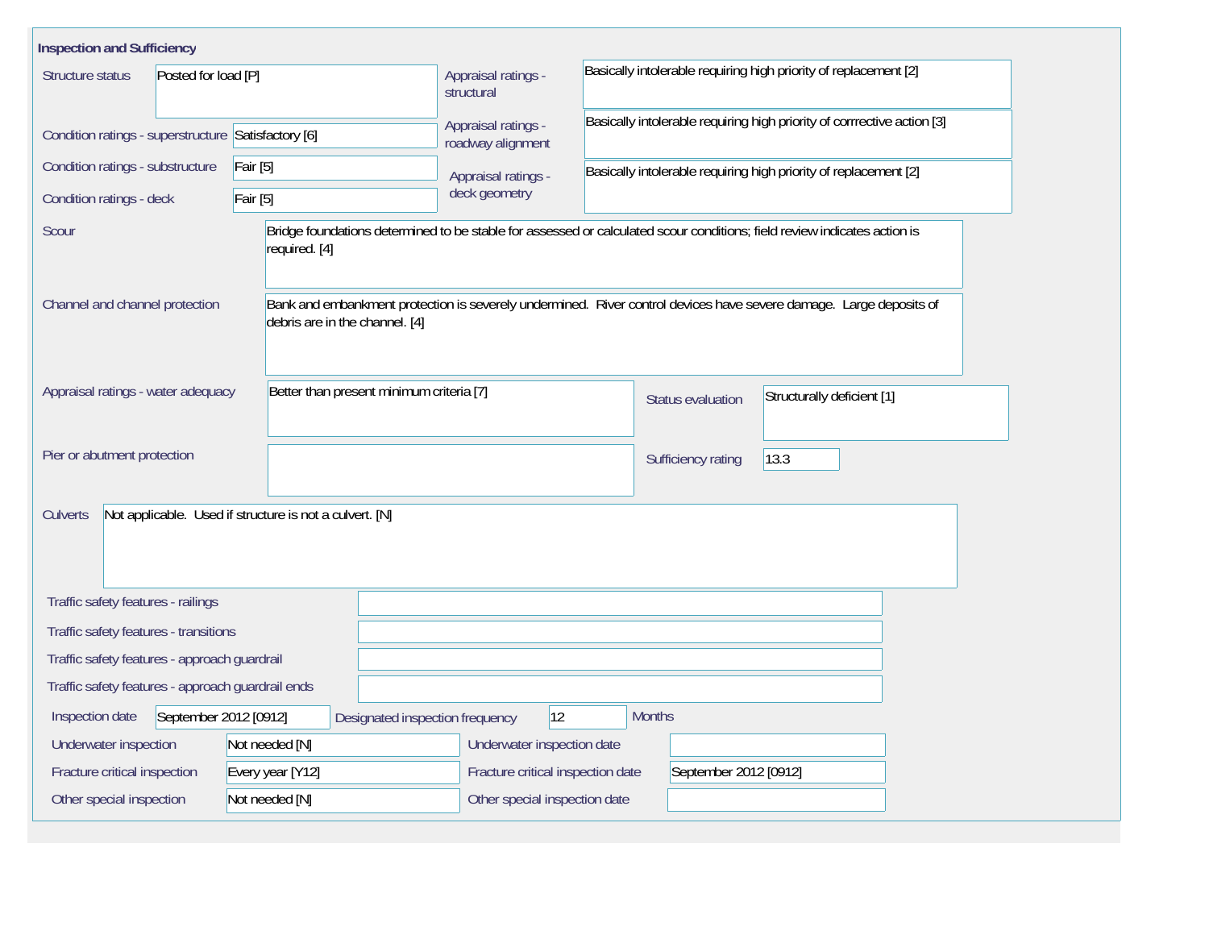## Inspection and Sufficiency

| Field | Value |
|---|---|
| Structure status | Posted for load [P] |
| Appraisal ratings - structural | Basically intolerable requiring high priority of replacement [2] |
| Condition ratings - superstructure | Satisfactory [6] |
| Appraisal ratings - roadway alignment | Basically intolerable requiring high priority of corrrective action [3] |
| Condition ratings - substructure | Fair [5] |
| Appraisal ratings - deck geometry | Basically intolerable requiring high priority of replacement [2] |
| Condition ratings - deck | Fair [5] |
| Scour | Bridge foundations determined to be stable for assessed or calculated scour conditions; field review indicates action is required. [4] |
| Channel and channel protection | Bank and embankment protection is severely undermined. River control devices have severe damage. Large deposits of debris are in the channel. [4] |
| Appraisal ratings - water adequacy | Better than present minimum criteria [7] |
| Status evaluation | Structurally deficient [1] |
| Pier or abutment protection | |
| Sufficiency rating | 13.3 |
| Culverts | Not applicable. Used if structure is not a culvert. [N] |
| Traffic safety features - railings | |
| Traffic safety features - transitions | |
| Traffic safety features - approach guardrail | |
| Traffic safety features - approach guardrail ends | |
| Inspection date | September 2012 [0912] |
| Designated inspection frequency | 12 Months |
| Underwater inspection | Not needed [N] |
| Underwater inspection date | |
| Fracture critical inspection | Every year [Y12] |
| Fracture critical inspection date | September 2012 [0912] |
| Other special inspection | Not needed [N] |
| Other special inspection date | |